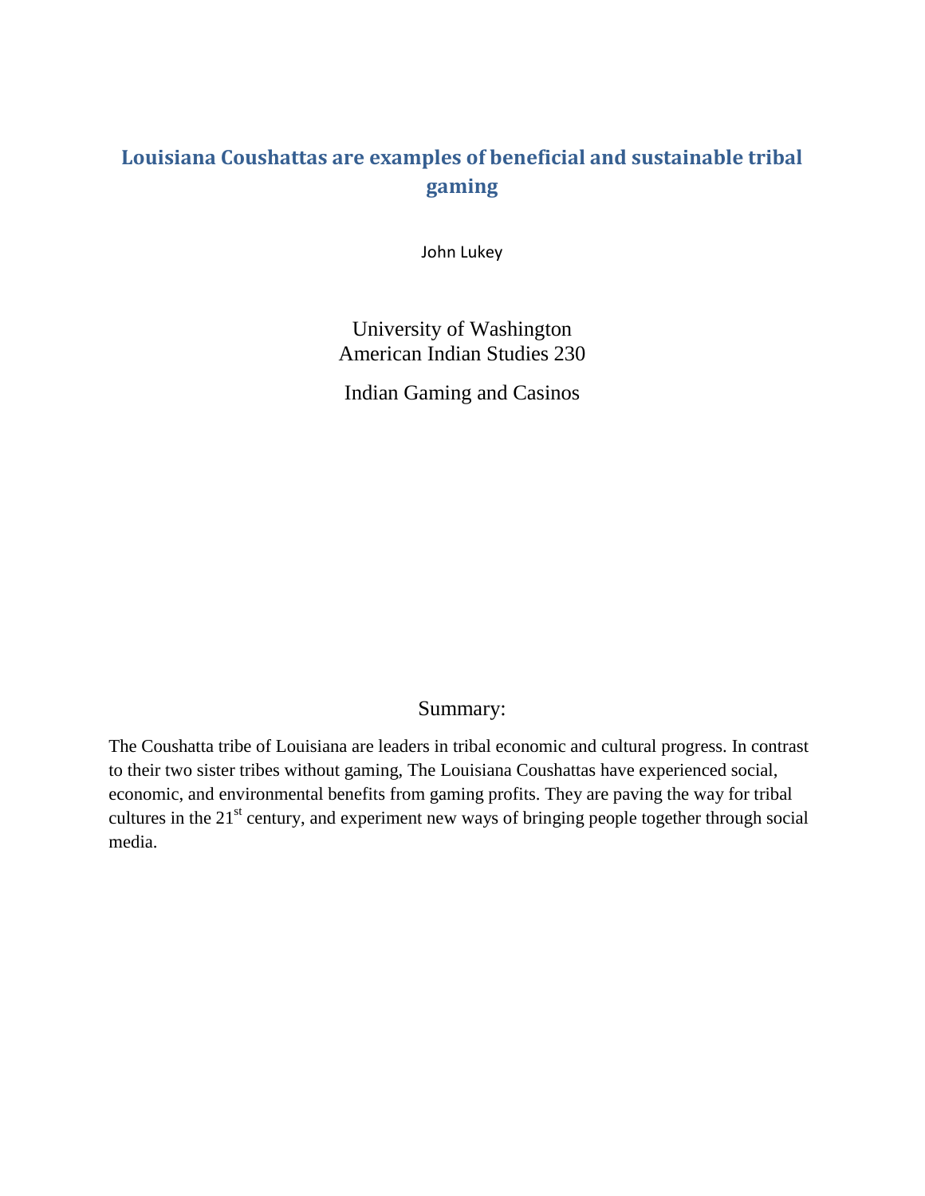# Louisiana Coushattas are examples of beneficial and sustainable tribal gaming

John Lukey

University of Washington
American Indian Studies 230

Indian Gaming and Casinos

## Summary:

The Coushatta tribe of Louisiana are leaders in tribal economic and cultural progress. In contrast to their two sister tribes without gaming, The Louisiana Coushattas have experienced social, economic, and environmental benefits from gaming profits. They are paving the way for tribal cultures in the 21st century, and experiment new ways of bringing people together through social media.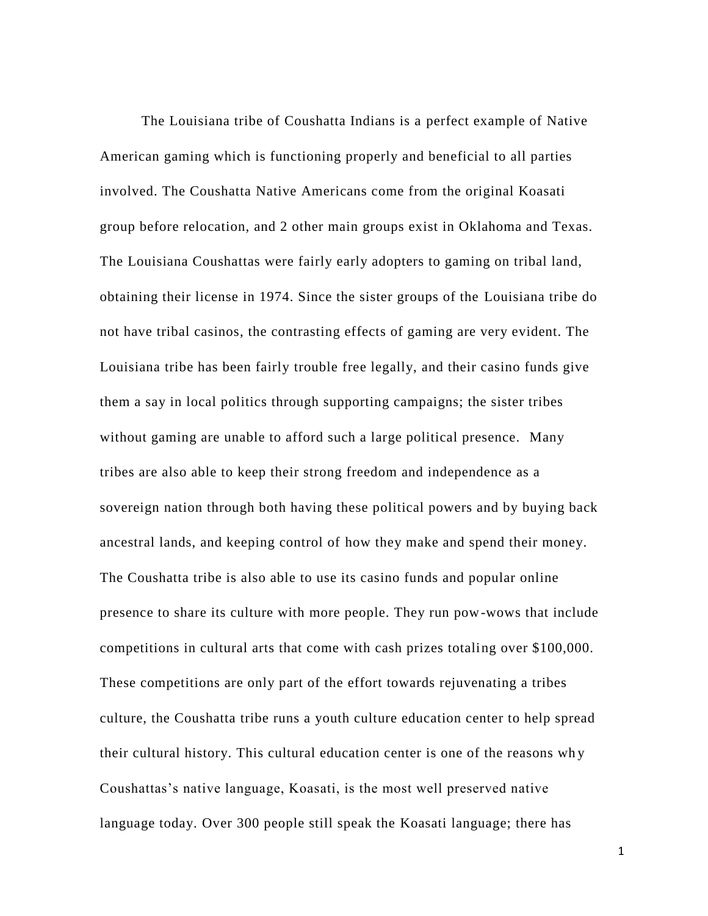The Louisiana tribe of Coushatta Indians is a perfect example of Native American gaming which is functioning properly and beneficial to all parties involved. The Coushatta Native Americans come from the original Koasati group before relocation, and 2 other main groups exist in Oklahoma and Texas. The Louisiana Coushattas were fairly early adopters to gaming on tribal land, obtaining their license in 1974. Since the sister groups of the Louisiana tribe do not have tribal casinos, the contrasting effects of gaming are very evident. The Louisiana tribe has been fairly trouble free legally, and their casino funds give them a say in local politics through supporting campaigns; the sister tribes without gaming are unable to afford such a large political presence. Many tribes are also able to keep their strong freedom and independence as a sovereign nation through both having these political powers and by buying back ancestral lands, and keeping control of how they make and spend their money. The Coushatta tribe is also able to use its casino funds and popular online presence to share its culture with more people. They run pow-wows that include competitions in cultural arts that come with cash prizes totaling over $100,000. These competitions are only part of the effort towards rejuvenating a tribes culture, the Coushatta tribe runs a youth culture education center to help spread their cultural history. This cultural education center is one of the reasons why Coushattas's native language, Koasati, is the most well preserved native language today. Over 300 people still speak the Koasati language; there has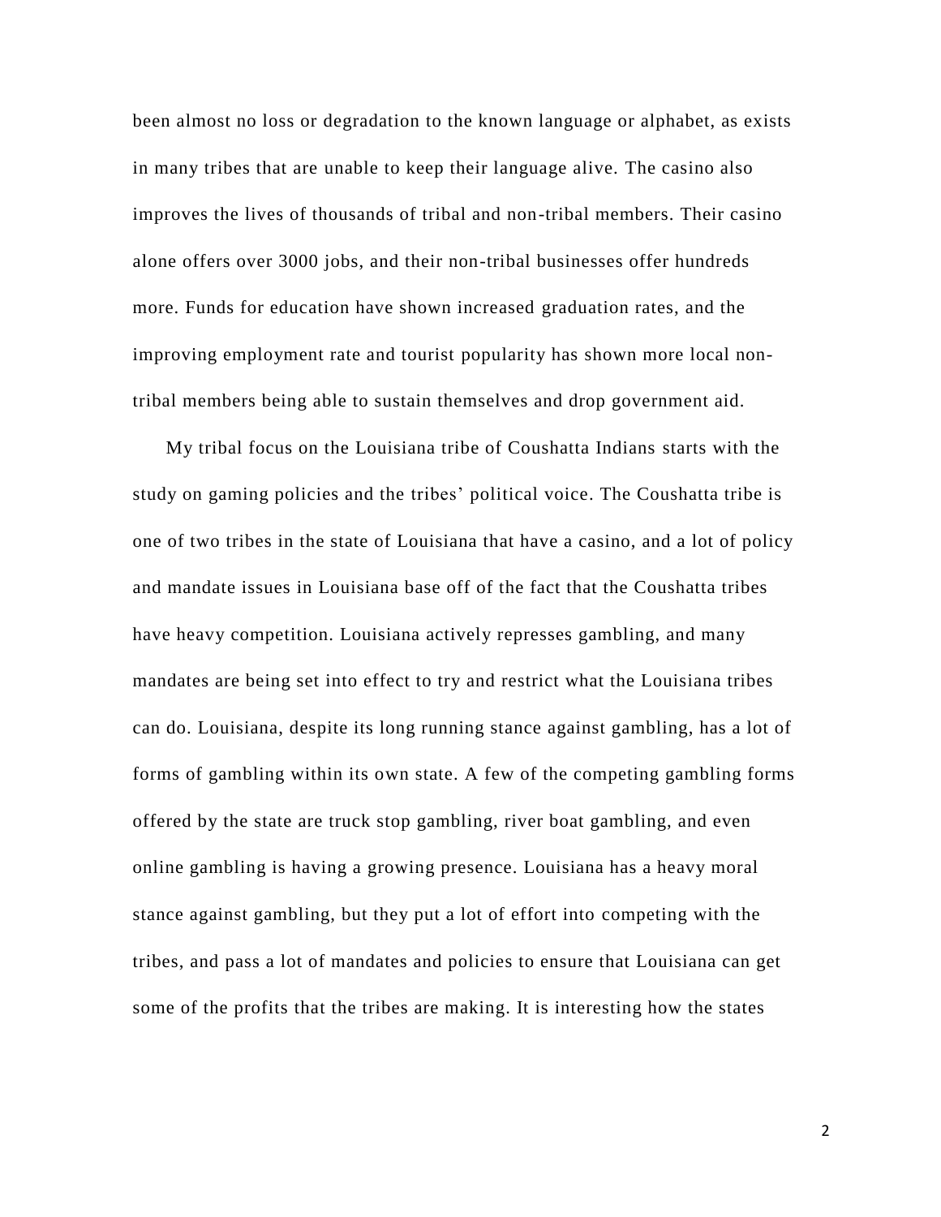been almost no loss or degradation to the known language or alphabet, as exists in many tribes that are unable to keep their language alive. The casino also improves the lives of thousands of tribal and non-tribal members. Their casino alone offers over 3000 jobs, and their non-tribal businesses offer hundreds more. Funds for education have shown increased graduation rates, and the improving employment rate and tourist popularity has shown more local non-tribal members being able to sustain themselves and drop government aid.

My tribal focus on the Louisiana tribe of Coushatta Indians starts with the study on gaming policies and the tribes' political voice. The Coushatta tribe is one of two tribes in the state of Louisiana that have a casino, and a lot of policy and mandate issues in Louisiana base off of the fact that the Coushatta tribes have heavy competition. Louisiana actively represses gambling, and many mandates are being set into effect to try and restrict what the Louisiana tribes can do. Louisiana, despite its long running stance against gambling, has a lot of forms of gambling within its own state. A few of the competing gambling forms offered by the state are truck stop gambling, river boat gambling, and even online gambling is having a growing presence. Louisiana has a heavy moral stance against gambling, but they put a lot of effort into competing with the tribes, and pass a lot of mandates and policies to ensure that Louisiana can get some of the profits that the tribes are making. It is interesting how the states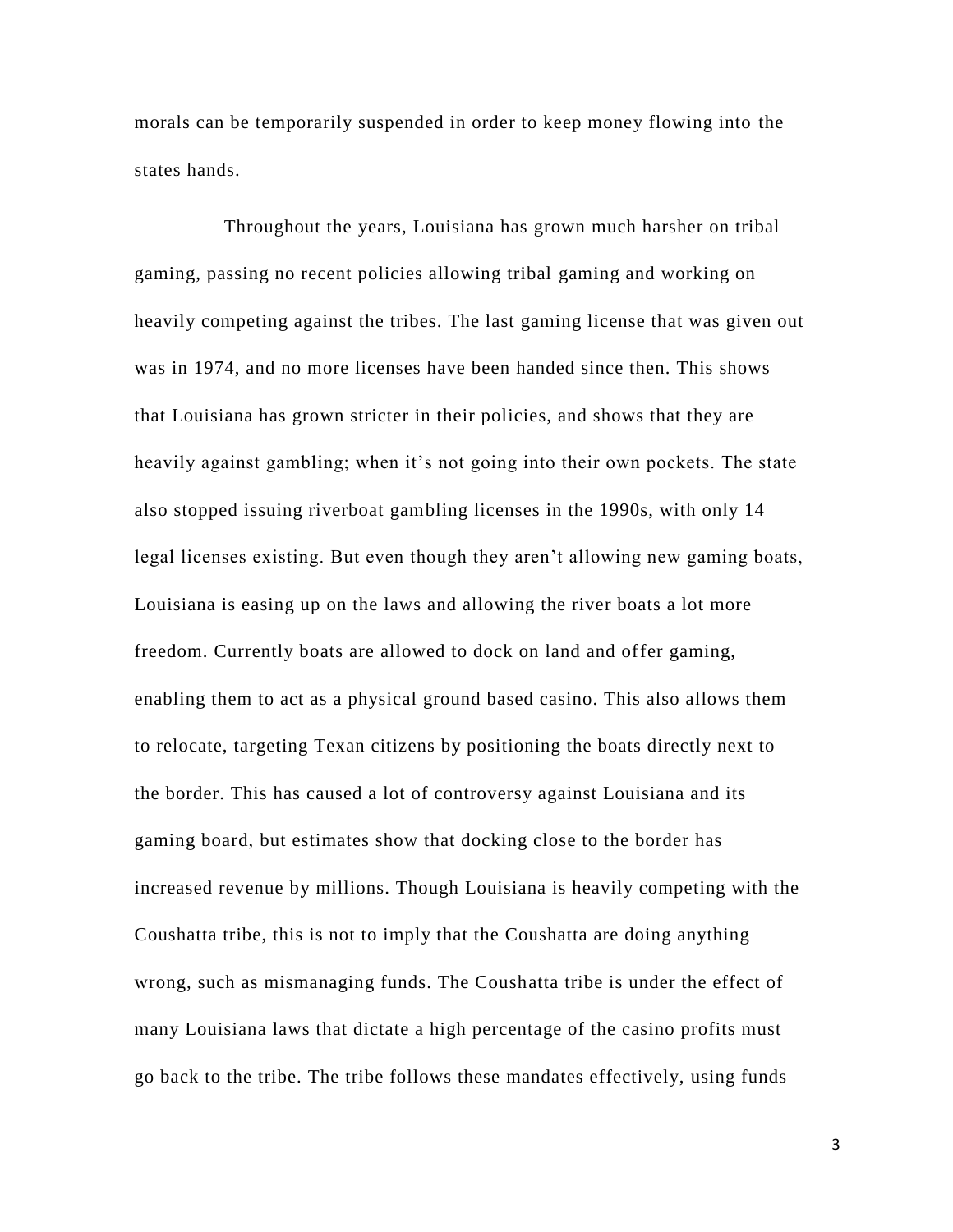morals can be temporarily suspended in order to keep money flowing into the states hands.

Throughout the years, Louisiana has grown much harsher on tribal gaming, passing no recent policies allowing tribal gaming and working on heavily competing against the tribes. The last gaming license that was given out was in 1974, and no more licenses have been handed since then. This shows that Louisiana has grown stricter in their policies, and shows that they are heavily against gambling; when it's not going into their own pockets. The state also stopped issuing riverboat gambling licenses in the 1990s, with only 14 legal licenses existing. But even though they aren't allowing new gaming boats, Louisiana is easing up on the laws and allowing the river boats a lot more freedom. Currently boats are allowed to dock on land and offer gaming, enabling them to act as a physical ground based casino. This also allows them to relocate, targeting Texan citizens by positioning the boats directly next to the border. This has caused a lot of controversy against Louisiana and its gaming board, but estimates show that docking close to the border has increased revenue by millions. Though Louisiana is heavily competing with the Coushatta tribe, this is not to imply that the Coushatta are doing anything wrong, such as mismanaging funds. The Coushatta tribe is under the effect of many Louisiana laws that dictate a high percentage of the casino profits must go back to the tribe. The tribe follows these mandates effectively, using funds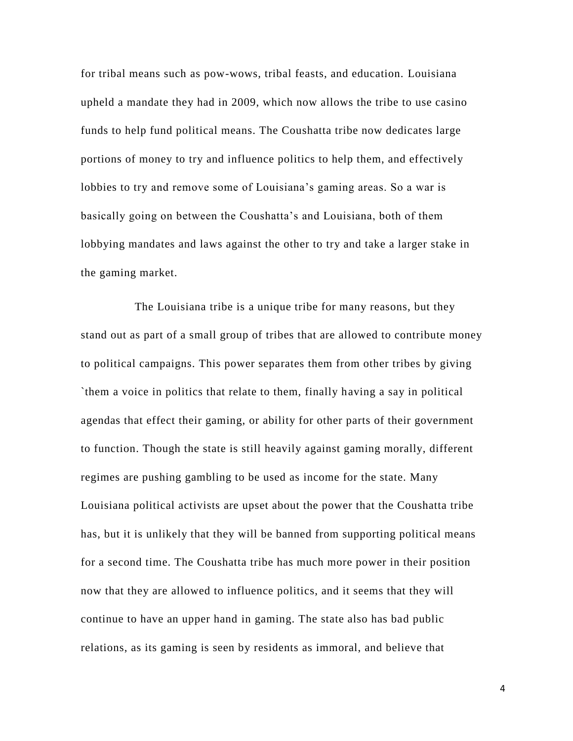for tribal means such as pow-wows, tribal feasts, and education. Louisiana upheld a mandate they had in 2009, which now allows the tribe to use casino funds to help fund political means. The Coushatta tribe now dedicates large portions of money to try and influence politics to help them, and effectively lobbies to try and remove some of Louisiana's gaming areas. So a war is basically going on between the Coushatta's and Louisiana, both of them lobbying mandates and laws against the other to try and take a larger stake in the gaming market.

The Louisiana tribe is a unique tribe for many reasons, but they stand out as part of a small group of tribes that are allowed to contribute money to political campaigns. This power separates them from other tribes by giving `them a voice in politics that relate to them, finally having a say in political agendas that effect their gaming, or ability for other parts of their government to function. Though the state is still heavily against gaming morally, different regimes are pushing gambling to be used as income for the state. Many Louisiana political activists are upset about the power that the Coushatta tribe has, but it is unlikely that they will be banned from supporting political means for a second time. The Coushatta tribe has much more power in their position now that they are allowed to influence politics, and it seems that they will continue to have an upper hand in gaming. The state also has bad public relations, as its gaming is seen by residents as immoral, and believe that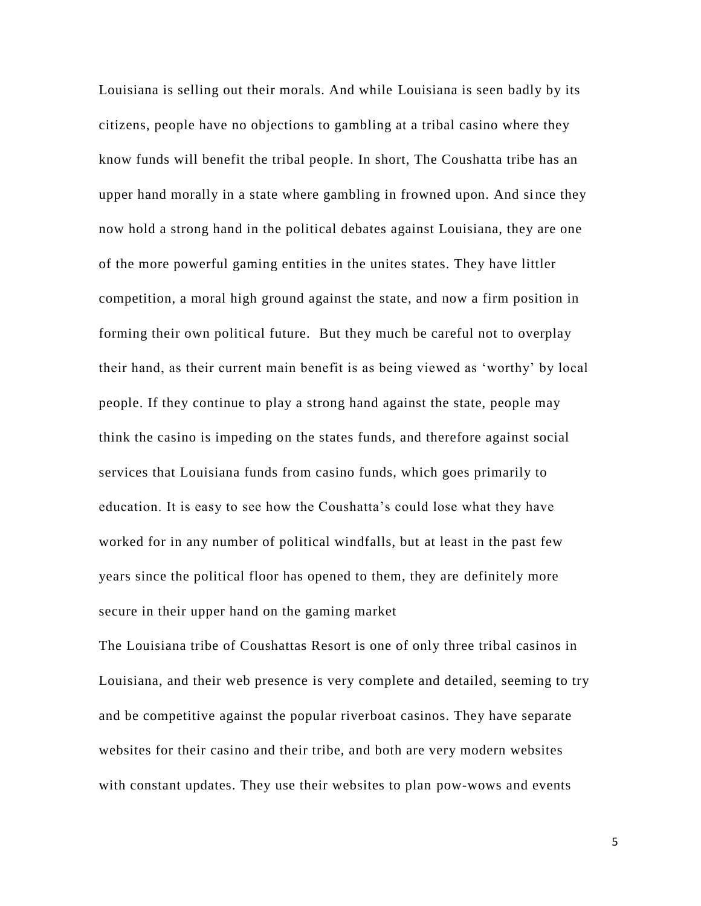Louisiana is selling out their morals. And while Louisiana is seen badly by its citizens, people have no objections to gambling at a tribal casino where they know funds will benefit the tribal people. In short, The Coushatta tribe has an upper hand morally in a state where gambling in frowned upon. And since they now hold a strong hand in the political debates against Louisiana, they are one of the more powerful gaming entities in the unites states. They have littler competition, a moral high ground against the state, and now a firm position in forming their own political future.  But they much be careful not to overplay their hand, as their current main benefit is as being viewed as 'worthy' by local people. If they continue to play a strong hand against the state, people may think the casino is impeding on the states funds, and therefore against social services that Louisiana funds from casino funds, which goes primarily to education. It is easy to see how the Coushatta's could lose what they have worked for in any number of political windfalls, but at least in the past few years since the political floor has opened to them, they are definitely more secure in their upper hand on the gaming market

The Louisiana tribe of Coushattas Resort is one of only three tribal casinos in Louisiana, and their web presence is very complete and detailed, seeming to try and be competitive against the popular riverboat casinos. They have separate websites for their casino and their tribe, and both are very modern websites with constant updates. They use their websites to plan pow-wows and events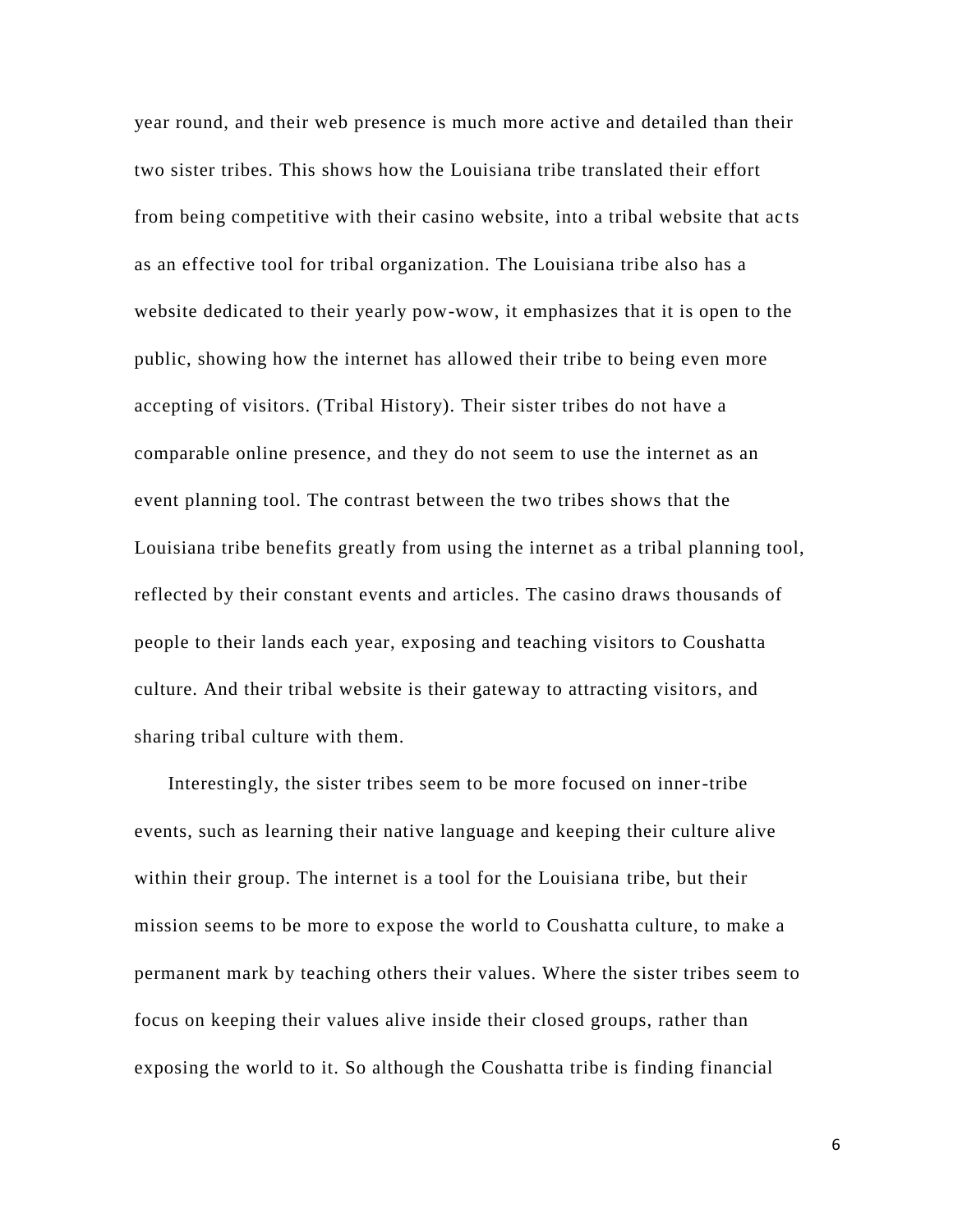year round, and their web presence is much more active and detailed than their two sister tribes. This shows how the Louisiana tribe translated their effort from being competitive with their casino website, into a tribal website that acts as an effective tool for tribal organization. The Louisiana tribe also has a website dedicated to their yearly pow-wow, it emphasizes that it is open to the public, showing how the internet has allowed their tribe to being even more accepting of visitors. (Tribal History). Their sister tribes do not have a comparable online presence, and they do not seem to use the internet as an event planning tool. The contrast between the two tribes shows that the Louisiana tribe benefits greatly from using the internet as a tribal planning tool, reflected by their constant events and articles. The casino draws thousands of people to their lands each year, exposing and teaching visitors to Coushatta culture. And their tribal website is their gateway to attracting visitors, and sharing tribal culture with them.

Interestingly, the sister tribes seem to be more focused on inner-tribe events, such as learning their native language and keeping their culture alive within their group. The internet is a tool for the Louisiana tribe, but their mission seems to be more to expose the world to Coushatta culture, to make a permanent mark by teaching others their values. Where the sister tribes seem to focus on keeping their values alive inside their closed groups, rather than exposing the world to it. So although the Coushatta tribe is finding financial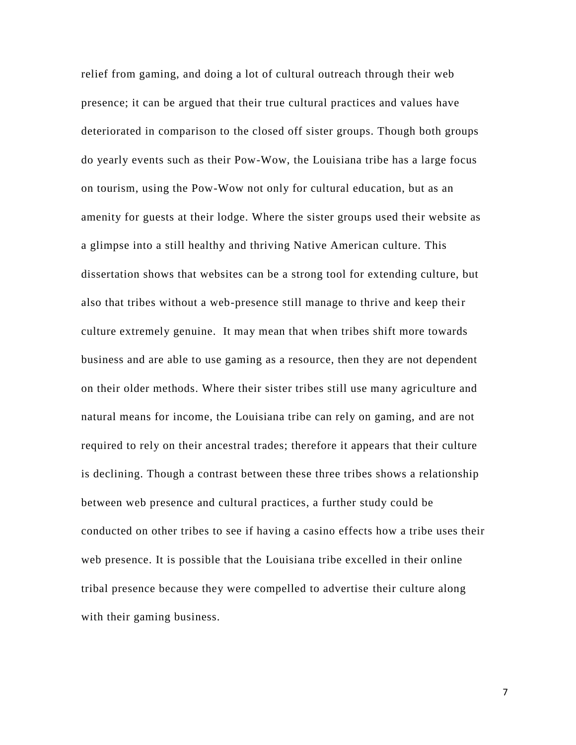relief from gaming, and doing a lot of cultural outreach through their web presence; it can be argued that their true cultural practices and values have deteriorated in comparison to the closed off sister groups. Though both groups do yearly events such as their Pow-Wow, the Louisiana tribe has a large focus on tourism, using the Pow-Wow not only for cultural education, but as an amenity for guests at their lodge. Where the sister groups used their website as a glimpse into a still healthy and thriving Native American culture. This dissertation shows that websites can be a strong tool for extending culture, but also that tribes without a web-presence still manage to thrive and keep their culture extremely genuine.  It may mean that when tribes shift more towards business and are able to use gaming as a resource, then they are not dependent on their older methods. Where their sister tribes still use many agriculture and natural means for income, the Louisiana tribe can rely on gaming, and are not required to rely on their ancestral trades; therefore it appears that their culture is declining. Though a contrast between these three tribes shows a relationship between web presence and cultural practices, a further study could be conducted on other tribes to see if having a casino effects how a tribe uses their web presence. It is possible that the Louisiana tribe excelled in their online tribal presence because they were compelled to advertise their culture along with their gaming business.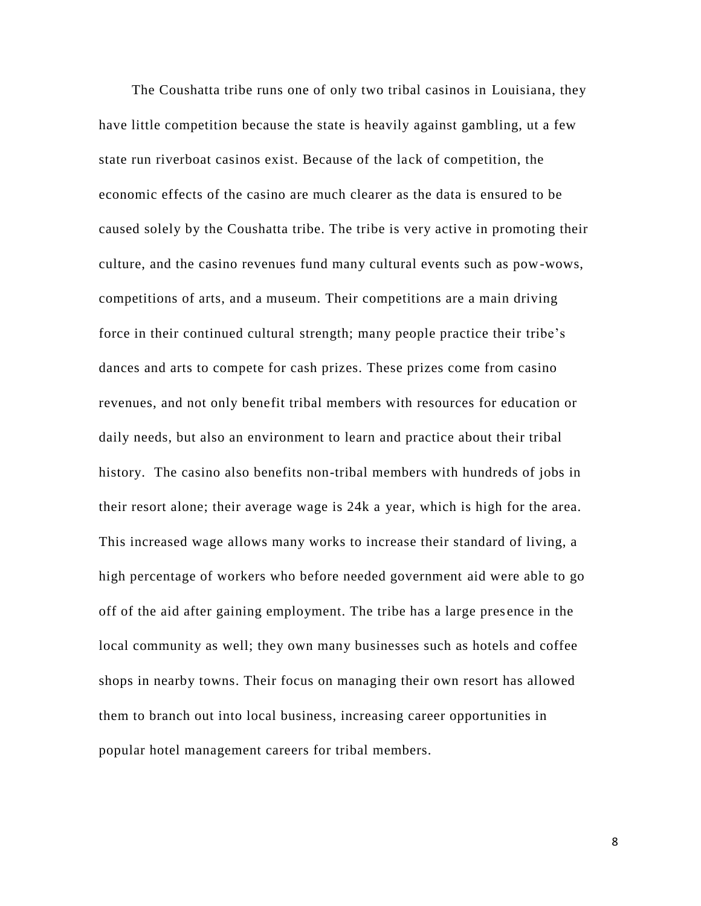The Coushatta tribe runs one of only two tribal casinos in Louisiana, they have little competition because the state is heavily against gambling, ut a few state run riverboat casinos exist. Because of the lack of competition, the economic effects of the casino are much clearer as the data is ensured to be caused solely by the Coushatta tribe. The tribe is very active in promoting their culture, and the casino revenues fund many cultural events such as pow-wows, competitions of arts, and a museum. Their competitions are a main driving force in their continued cultural strength; many people practice their tribe's dances and arts to compete for cash prizes. These prizes come from casino revenues, and not only benefit tribal members with resources for education or daily needs, but also an environment to learn and practice about their tribal history. The casino also benefits non-tribal members with hundreds of jobs in their resort alone; their average wage is 24k a year, which is high for the area. This increased wage allows many works to increase their standard of living, a high percentage of workers who before needed government aid were able to go off of the aid after gaining employment. The tribe has a large presence in the local community as well; they own many businesses such as hotels and coffee shops in nearby towns. Their focus on managing their own resort has allowed them to branch out into local business, increasing career opportunities in popular hotel management careers for tribal members.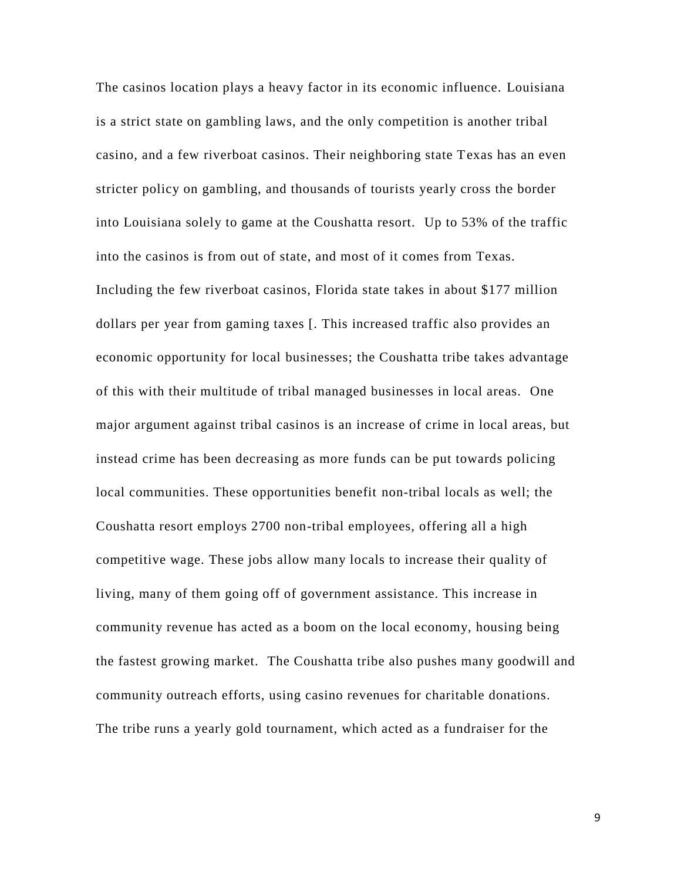The casinos location plays a heavy factor in its economic influence. Louisiana is a strict state on gambling laws, and the only competition is another tribal casino, and a few riverboat casinos. Their neighboring state Texas has an even stricter policy on gambling, and thousands of tourists yearly cross the border into Louisiana solely to game at the Coushatta resort. Up to 53% of the traffic into the casinos is from out of state, and most of it comes from Texas. Including the few riverboat casinos, Florida state takes in about $177 million dollars per year from gaming taxes [. This increased traffic also provides an economic opportunity for local businesses; the Coushatta tribe takes advantage of this with their multitude of tribal managed businesses in local areas. One major argument against tribal casinos is an increase of crime in local areas, but instead crime has been decreasing as more funds can be put towards policing local communities. These opportunities benefit non-tribal locals as well; the Coushatta resort employs 2700 non-tribal employees, offering all a high competitive wage. These jobs allow many locals to increase their quality of living, many of them going off of government assistance. This increase in community revenue has acted as a boom on the local economy, housing being the fastest growing market. The Coushatta tribe also pushes many goodwill and community outreach efforts, using casino revenues for charitable donations. The tribe runs a yearly gold tournament, which acted as a fundraiser for the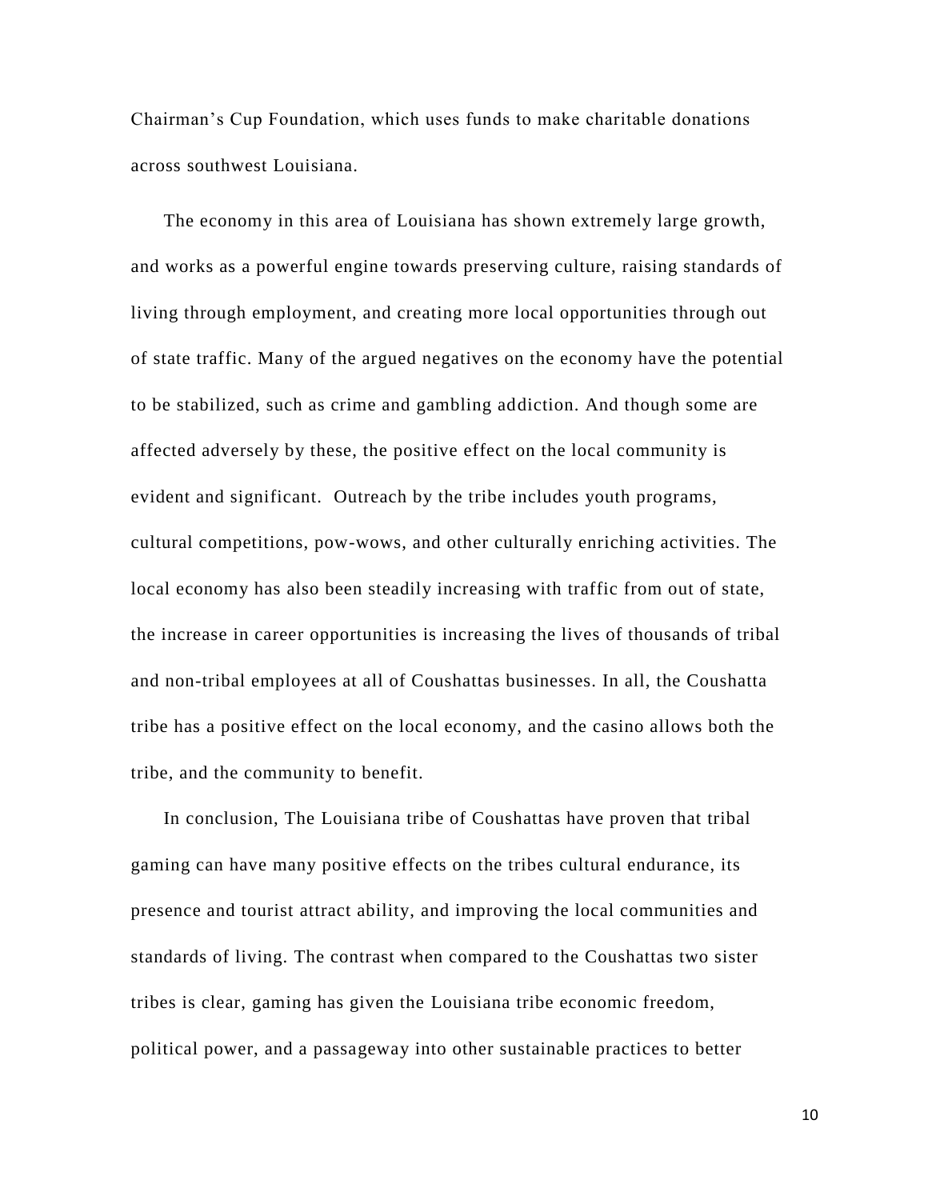Chairman’s Cup Foundation, which uses funds to make charitable donations across southwest Louisiana.

The economy in this area of Louisiana has shown extremely large growth, and works as a powerful engine towards preserving culture, raising standards of living through employment, and creating more local opportunities through out of state traffic. Many of the argued negatives on the economy have the potential to be stabilized, such as crime and gambling addiction. And though some are affected adversely by these, the positive effect on the local community is evident and significant. Outreach by the tribe includes youth programs, cultural competitions, pow-wows, and other culturally enriching activities. The local economy has also been steadily increasing with traffic from out of state, the increase in career opportunities is increasing the lives of thousands of tribal and non-tribal employees at all of Coushattas businesses. In all, the Coushatta tribe has a positive effect on the local economy, and the casino allows both the tribe, and the community to benefit.

In conclusion, The Louisiana tribe of Coushattas have proven that tribal gaming can have many positive effects on the tribes cultural endurance, its presence and tourist attract ability, and improving the local communities and standards of living. The contrast when compared to the Coushattas two sister tribes is clear, gaming has given the Louisiana tribe economic freedom, political power, and a passageway into other sustainable practices to better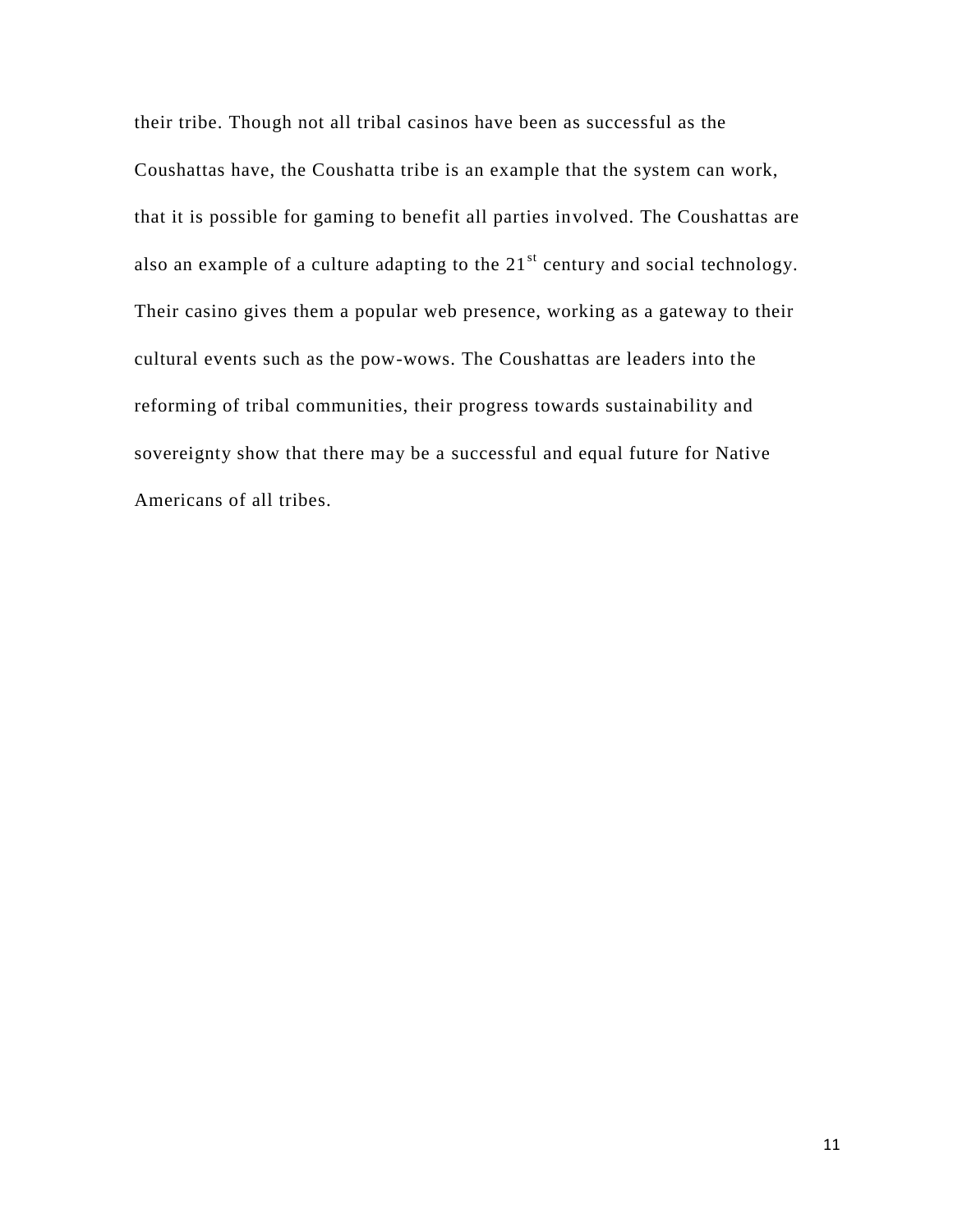their tribe. Though not all tribal casinos have been as successful as the Coushattas have, the Coushatta tribe is an example that the system can work, that it is possible for gaming to benefit all parties involved. The Coushattas are also an example of a culture adapting to the 21st century and social technology. Their casino gives them a popular web presence, working as a gateway to their cultural events such as the pow-wows. The Coushattas are leaders into the reforming of tribal communities, their progress towards sustainability and sovereignty show that there may be a successful and equal future for Native Americans of all tribes.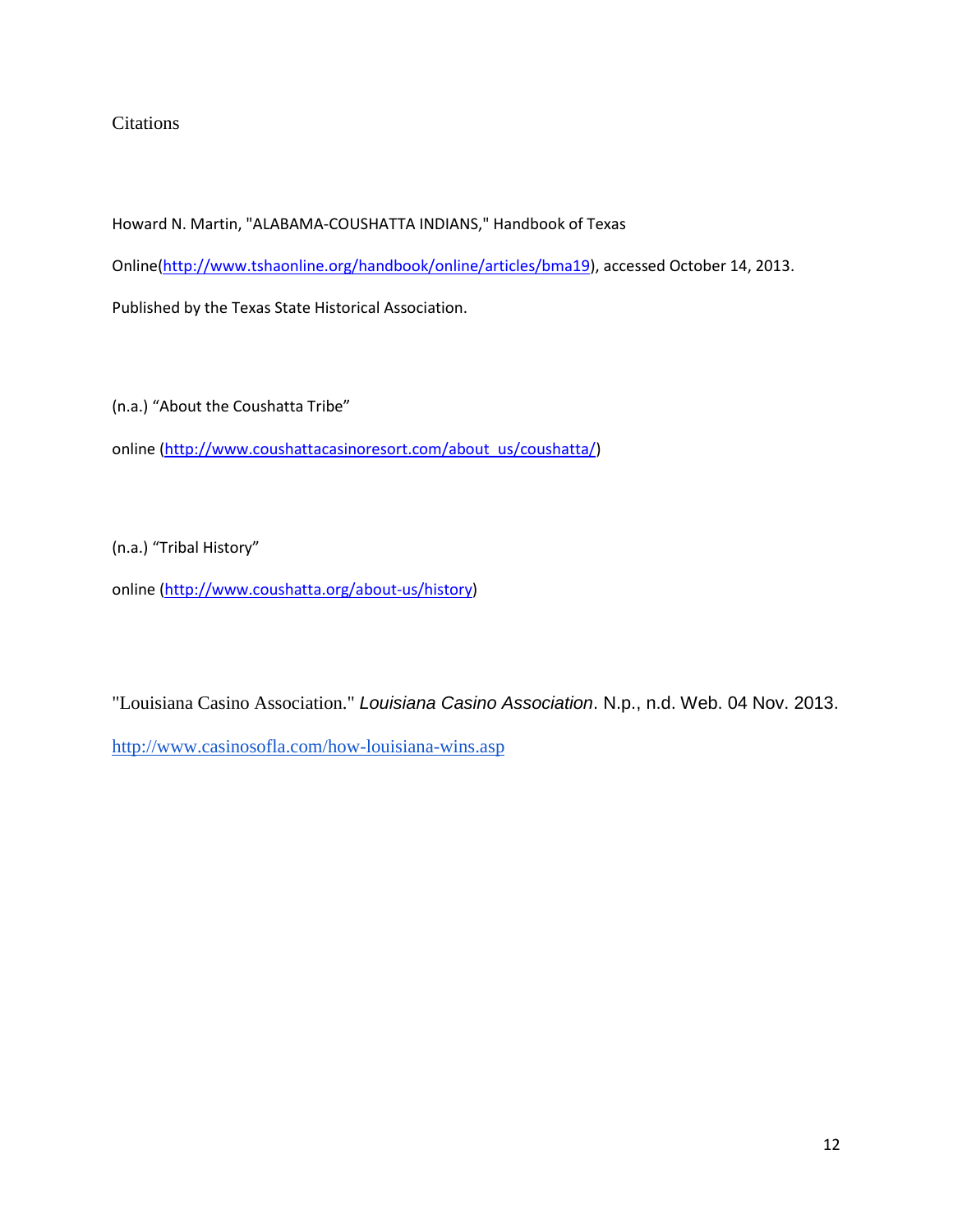Citations

Howard N. Martin, "ALABAMA-COUSHATTA INDIANS," Handbook of Texas

Online(http://www.tshaonline.org/handbook/online/articles/bma19), accessed October 14, 2013.

Published by the Texas State Historical Association.

(n.a.) "About the Coushatta Tribe"

online (http://www.coushattacasinoresort.com/about_us/coushatta/)

(n.a.) "Tribal History"

online (http://www.coushatta.org/about-us/history)

"Louisiana Casino Association." *Louisiana Casino Association*. N.p., n.d. Web. 04 Nov. 2013.

http://www.casinosofla.com/how-louisiana-wins.asp